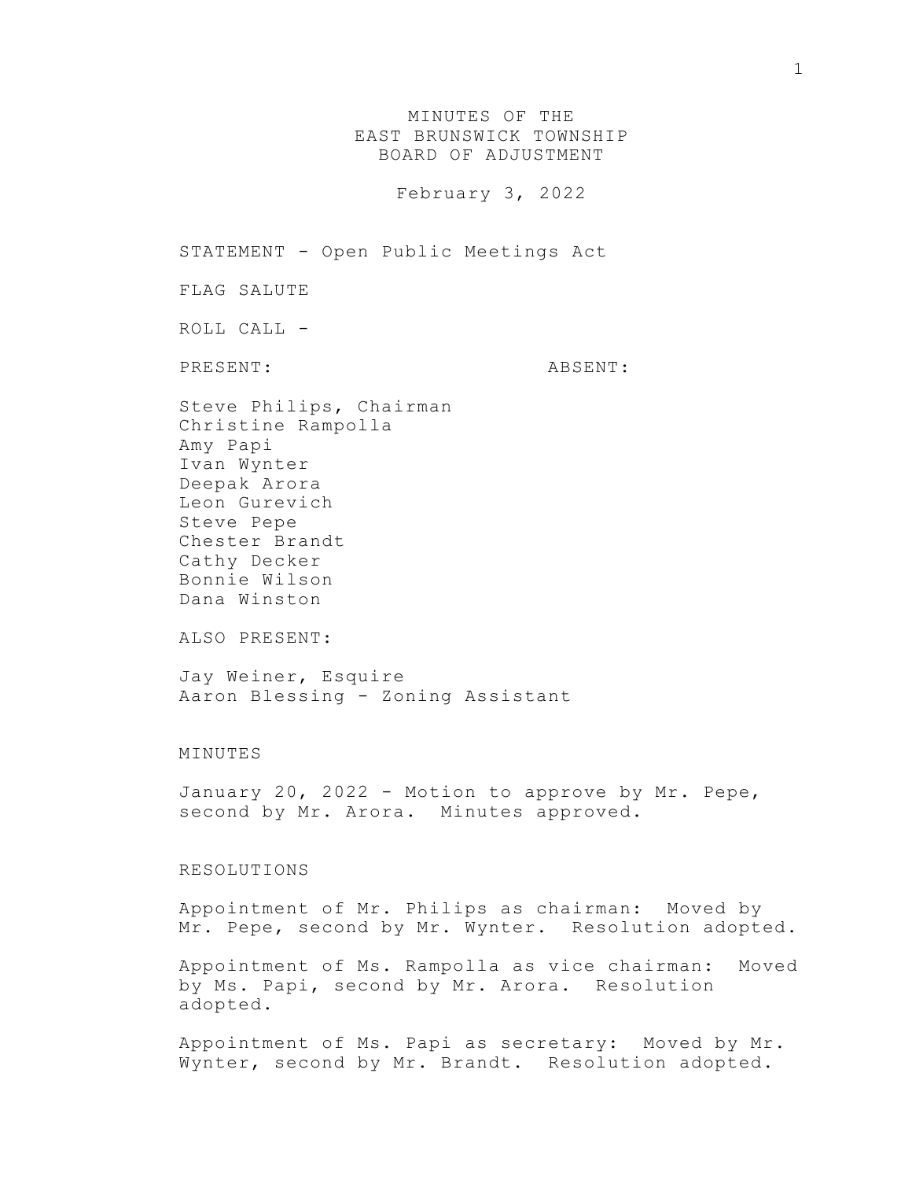# MINUTES OF THE
# EAST BRUNSWICK TOWNSHIP
# BOARD OF ADJUSTMENT

February 3, 2022

STATEMENT - Open Public Meetings Act

FLAG SALUTE

ROLL CALL -

| PRESENT: | ABSENT: |
| --- | --- |
| Steve Philips, Chairman | |
| Christine Rampolla | |
| Amy Papi | |
| Ivan Wynter | |
| Deepak Arora | |
| Leon Gurevich | |
| Steve Pepe | |
| Chester Brandt | |
| Cathy Decker | |
| Bonnie Wilson | |
| Dana Winston | |

ALSO PRESENT:

Jay Weiner, Esquire
Aaron Blessing - Zoning Assistant

MINUTES

January 20, 2022 - Motion to approve by Mr. Pepe, second by Mr. Arora. Minutes approved.

RESOLUTIONS

Appointment of Mr. Philips as chairman: Moved by Mr. Pepe, second by Mr. Wynter. Resolution adopted.

Appointment of Ms. Rampolla as vice chairman: Moved by Ms. Papi, second by Mr. Arora. Resolution adopted.

Appointment of Ms. Papi as secretary: Moved by Mr. Wynter, second by Mr. Brandt. Resolution adopted.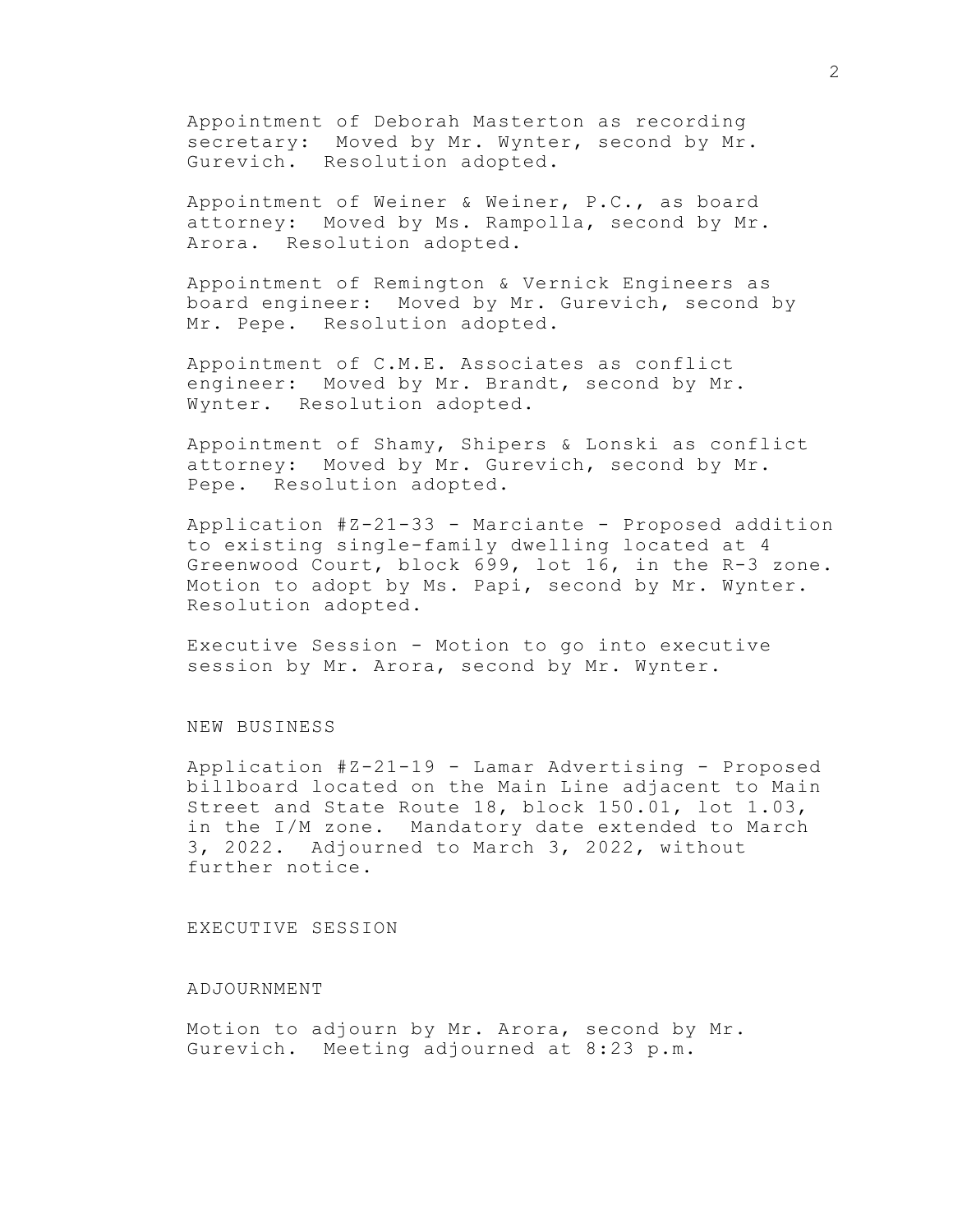Appointment of Deborah Masterton as recording secretary: Moved by Mr. Wynter, second by Mr. Gurevich. Resolution adopted.

Appointment of Weiner & Weiner, P.C., as board attorney: Moved by Ms. Rampolla, second by Mr. Arora. Resolution adopted.

Appointment of Remington & Vernick Engineers as board engineer: Moved by Mr. Gurevich, second by Mr. Pepe. Resolution adopted.

Appointment of C.M.E. Associates as conflict engineer: Moved by Mr. Brandt, second by Mr. Wynter. Resolution adopted.

Appointment of Shamy, Shipers & Lonski as conflict attorney: Moved by Mr. Gurevich, second by Mr. Pepe. Resolution adopted.

Application #Z-21-33 - Marciante - Proposed addition to existing single-family dwelling located at 4 Greenwood Court, block 699, lot 16, in the R-3 zone. Motion to adopt by Ms. Papi, second by Mr. Wynter. Resolution adopted.

Executive Session - Motion to go into executive session by Mr. Arora, second by Mr. Wynter.

## NEW BUSINESS

Application #Z-21-19 - Lamar Advertising - Proposed billboard located on the Main Line adjacent to Main Street and State Route 18, block 150.01, lot 1.03, in the I/M zone. Mandatory date extended to March 3, 2022. Adjourned to March 3, 2022, without further notice.

## EXECUTIVE SESSION

## ADJOURNMENT

Motion to adjourn by Mr. Arora, second by Mr. Gurevich. Meeting adjourned at 8:23 p.m.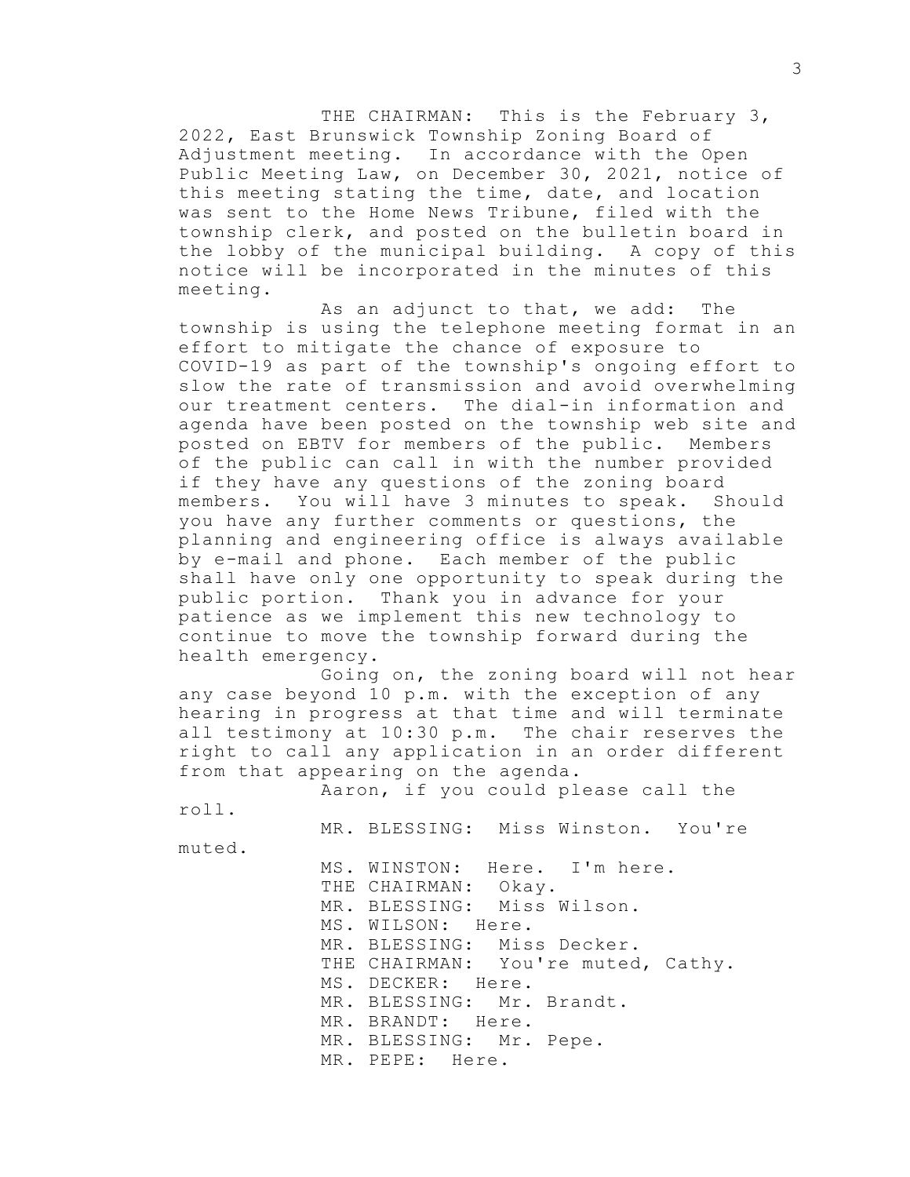THE CHAIRMAN: This is the February 3, 2022, East Brunswick Township Zoning Board of Adjustment meeting. In accordance with the Open Public Meeting Law, on December 30, 2021, notice of this meeting stating the time, date, and location was sent to the Home News Tribune, filed with the township clerk, and posted on the bulletin board in the lobby of the municipal building. A copy of this notice will be incorporated in the minutes of this meeting.

As an adjunct to that, we add: The township is using the telephone meeting format in an effort to mitigate the chance of exposure to COVID-19 as part of the township's ongoing effort to slow the rate of transmission and avoid overwhelming our treatment centers. The dial-in information and agenda have been posted on the township web site and posted on EBTV for members of the public. Members of the public can call in with the number provided if they have any questions of the zoning board members. You will have 3 minutes to speak. Should you have any further comments or questions, the planning and engineering office is always available by e-mail and phone. Each member of the public shall have only one opportunity to speak during the public portion. Thank you in advance for your patience as we implement this new technology to continue to move the township forward during the health emergency.

Going on, the zoning board will not hear any case beyond 10 p.m. with the exception of any hearing in progress at that time and will terminate all testimony at 10:30 p.m. The chair reserves the right to call any application in an order different from that appearing on the agenda.

Aaron, if you could please call the roll.

MR. BLESSING: Miss Winston. You're muted.

MS. WINSTON: Here. I'm here.

THE CHAIRMAN: Okay.

MR. BLESSING: Miss Wilson.

MS. WILSON: Here.

MR. BLESSING: Miss Decker.

THE CHAIRMAN: You're muted, Cathy.

MS. DECKER: Here.

MR. BLESSING: Mr. Brandt.

MR. BRANDT: Here.

MR. BLESSING: Mr. Pepe.

MR. PEPE: Here.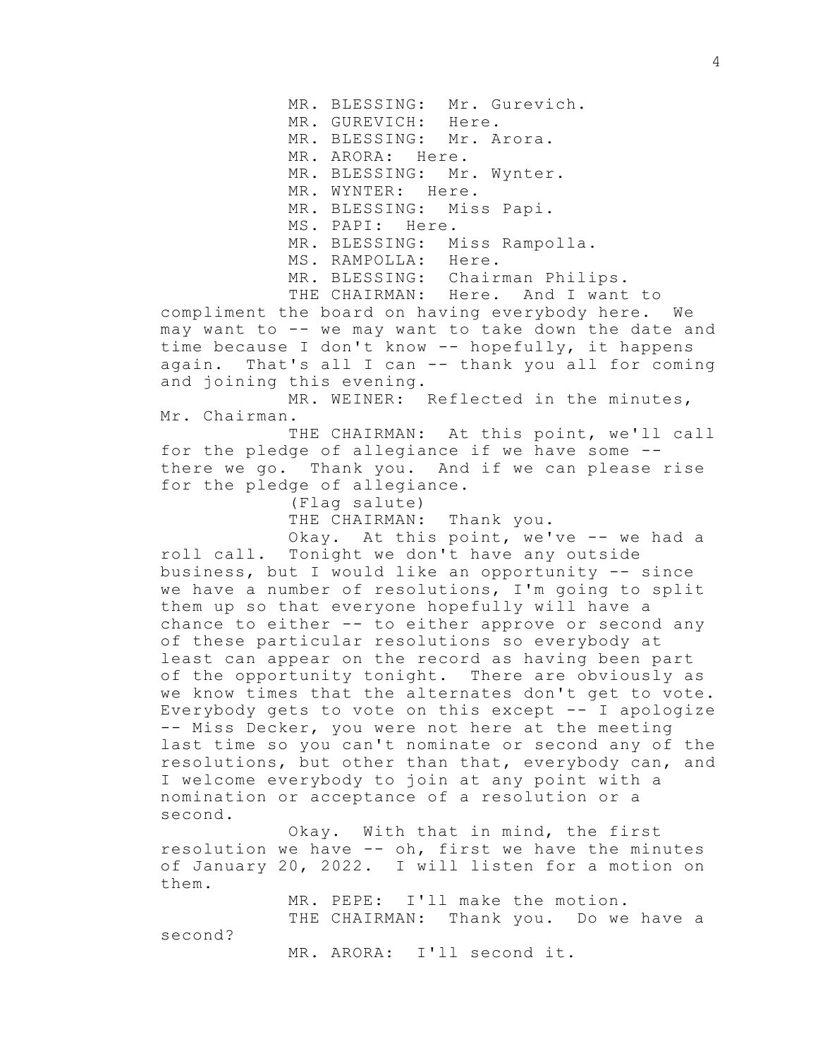MR. BLESSING: Mr. Gurevich.

MR. GUREVICH: Here.

MR. BLESSING: Mr. Arora.

MR. ARORA: Here.

MR. BLESSING: Mr. Wynter.

MR. WYNTER: Here.

MR. BLESSING: Miss Papi.

MS. PAPI: Here.

MR. BLESSING: Miss Rampolla.

MS. RAMPOLLA: Here.

MR. BLESSING: Chairman Philips.

THE CHAIRMAN: Here. And I want to compliment the board on having everybody here. We may want to -- we may want to take down the date and time because I don't know -- hopefully, it happens again. That's all I can -- thank you all for coming and joining this evening.

MR. WEINER: Reflected in the minutes, Mr. Chairman.

THE CHAIRMAN: At this point, we'll call for the pledge of allegiance if we have some -- there we go. Thank you. And if we can please rise for the pledge of allegiance.

(Flag salute)

THE CHAIRMAN: Thank you.

Okay. At this point, we've -- we had a roll call. Tonight we don't have any outside business, but I would like an opportunity -- since we have a number of resolutions, I'm going to split them up so that everyone hopefully will have a chance to either -- to either approve or second any of these particular resolutions so everybody at least can appear on the record as having been part of the opportunity tonight. There are obviously as we know times that the alternates don't get to vote. Everybody gets to vote on this except -- I apologize -- Miss Decker, you were not here at the meeting last time so you can't nominate or second any of the resolutions, but other than that, everybody can, and I welcome everybody to join at any point with a nomination or acceptance of a resolution or a second.

Okay. With that in mind, the first resolution we have -- oh, first we have the minutes of January 20, 2022. I will listen for a motion on them.

MR. PEPE: I'll make the motion.

THE CHAIRMAN: Thank you. Do we have a second?

MR. ARORA: I'll second it.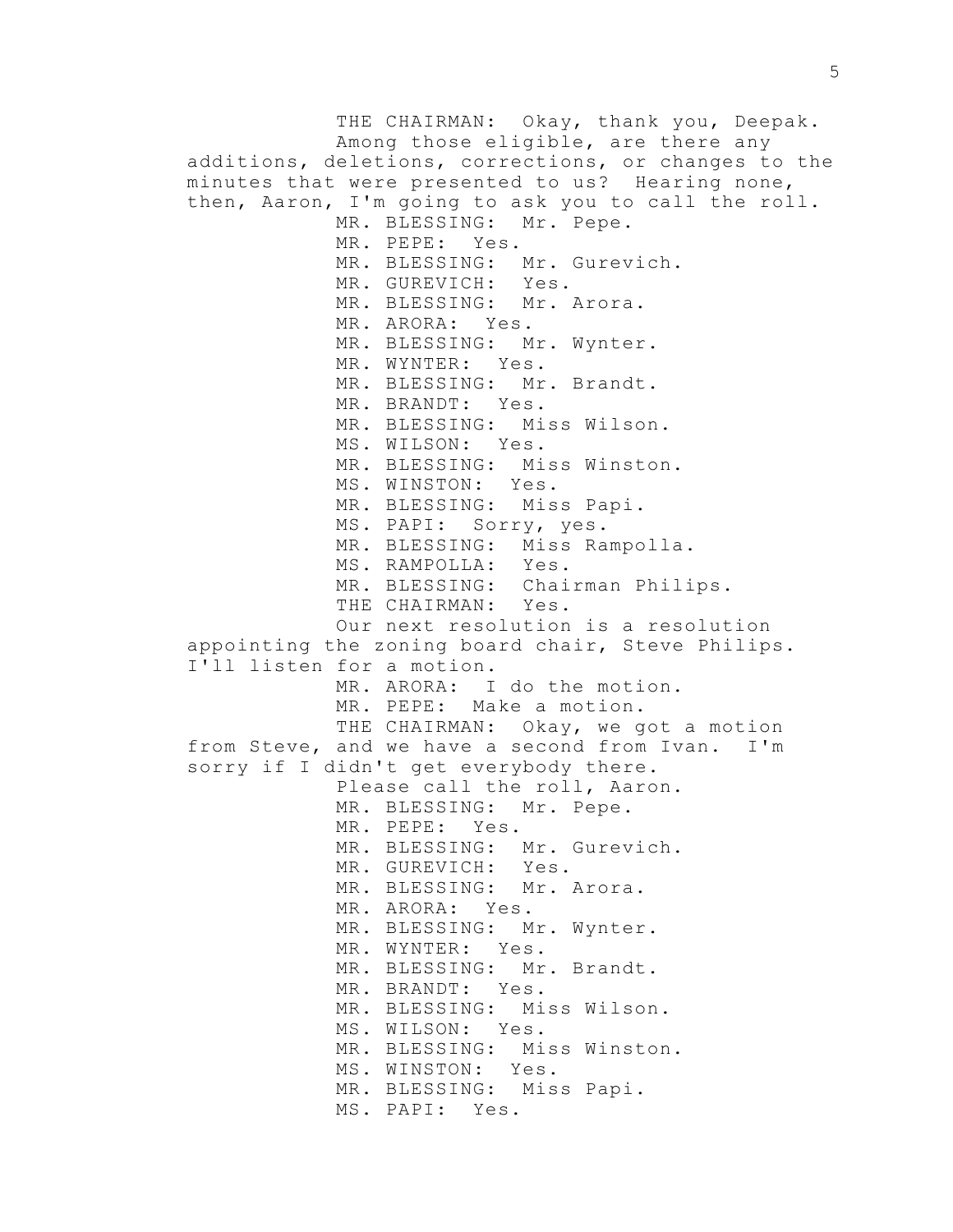THE CHAIRMAN: Okay, thank you, Deepak.

Among those eligible, are there any additions, deletions, corrections, or changes to the minutes that were presented to us? Hearing none, then, Aaron, I'm going to ask you to call the roll.

MR. BLESSING: Mr. Pepe.

MR. PEPE: Yes.

MR. BLESSING: Mr. Gurevich.

MR. GUREVICH: Yes.

MR. BLESSING: Mr. Arora.

MR. ARORA: Yes.

MR. BLESSING: Mr. Wynter.

MR. WYNTER: Yes.

MR. BLESSING: Mr. Brandt.

MR. BRANDT: Yes.

MR. BLESSING: Miss Wilson.

MS. WILSON: Yes.

MR. BLESSING: Miss Winston.

MS. WINSTON: Yes.

MR. BLESSING: Miss Papi.

MS. PAPI: Sorry, yes.

MR. BLESSING: Miss Rampolla.

MS. RAMPOLLA: Yes.

MR. BLESSING: Chairman Philips.

THE CHAIRMAN: Yes.

Our next resolution is a resolution appointing the zoning board chair, Steve Philips. I'll listen for a motion.

MR. ARORA: I do the motion.

MR. PEPE: Make a motion.

THE CHAIRMAN: Okay, we got a motion from Steve, and we have a second from Ivan. I'm sorry if I didn't get everybody there.

Please call the roll, Aaron.

MR. BLESSING: Mr. Pepe.

MR. PEPE: Yes.

MR. BLESSING: Mr. Gurevich.

MR. GUREVICH: Yes.

MR. BLESSING: Mr. Arora.

MR. ARORA: Yes.

MR. BLESSING: Mr. Wynter.

MR. WYNTER: Yes.

MR. BLESSING: Mr. Brandt.

MR. BRANDT: Yes.

MR. BLESSING: Miss Wilson.

MS. WILSON: Yes.

MR. BLESSING: Miss Winston.

MS. WINSTON: Yes.

MR. BLESSING: Miss Papi.

MS. PAPI: Yes.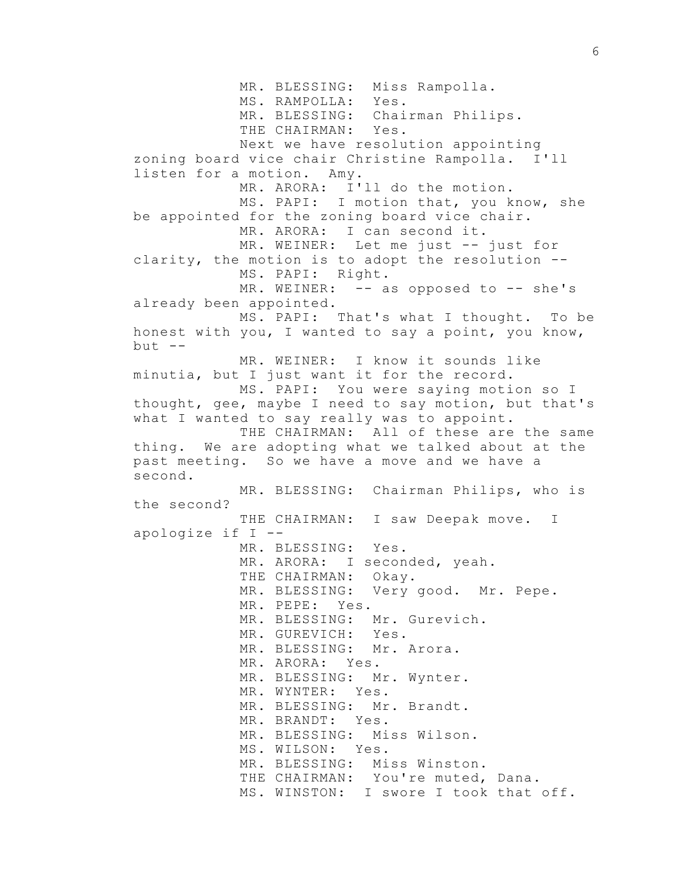MR. BLESSING: Miss Rampolla.

MS. RAMPOLLA: Yes.

MR. BLESSING: Chairman Philips.

THE CHAIRMAN: Yes.

Next we have resolution appointing zoning board vice chair Christine Rampolla. I'll listen for a motion. Amy.

MR. ARORA: I'll do the motion.

MS. PAPI: I motion that, you know, she be appointed for the zoning board vice chair.

MR. ARORA: I can second it.

MR. WEINER: Let me just -- just for clarity, the motion is to adopt the resolution --

MS. PAPI: Right.

MR. WEINER: -- as opposed to -- she's already been appointed.

MS. PAPI: That's what I thought. To be honest with you, I wanted to say a point, you know, but --

MR. WEINER: I know it sounds like minutia, but I just want it for the record.

MS. PAPI: You were saying motion so I thought, gee, maybe I need to say motion, but that's what I wanted to say really was to appoint.

THE CHAIRMAN: All of these are the same thing. We are adopting what we talked about at the past meeting. So we have a move and we have a second.

MR. BLESSING: Chairman Philips, who is the second?

THE CHAIRMAN: I saw Deepak move. I apologize if I --

MR. BLESSING: Yes.

MR. ARORA: I seconded, yeah.

THE CHAIRMAN: Okay.

MR. BLESSING: Very good. Mr. Pepe.

MR. PEPE: Yes.

MR. BLESSING: Mr. Gurevich.

MR. GUREVICH: Yes.

MR. BLESSING: Mr. Arora.

MR. ARORA: Yes.

MR. BLESSING: Mr. Wynter.

MR. WYNTER: Yes.

MR. BLESSING: Mr. Brandt.

MR. BRANDT: Yes.

MR. BLESSING: Miss Wilson.

MS. WILSON: Yes.

MR. BLESSING: Miss Winston.

THE CHAIRMAN: You're muted, Dana.

MS. WINSTON: I swore I took that off.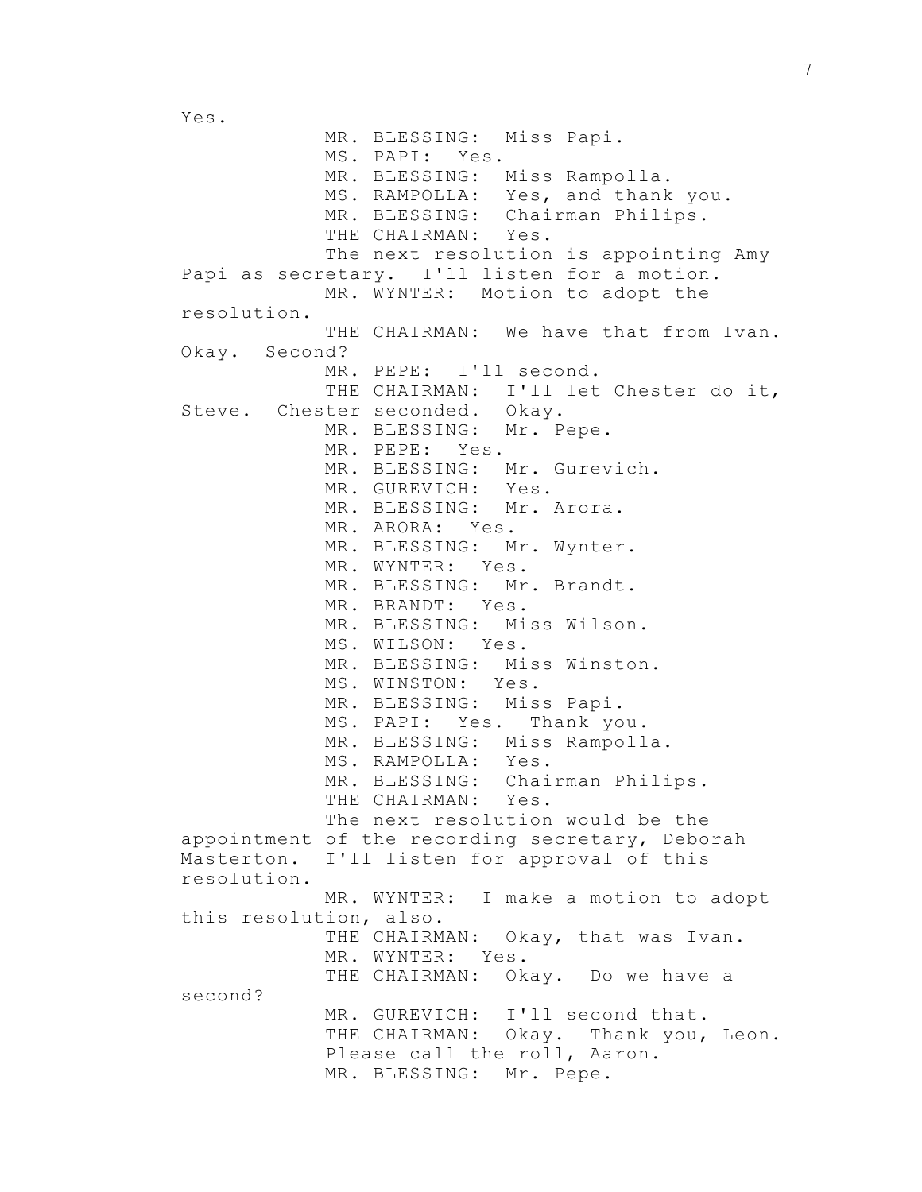Yes.

MR. BLESSING: Miss Papi.

MS. PAPI: Yes.

MR. BLESSING: Miss Rampolla.

MS. RAMPOLLA: Yes, and thank you.

MR. BLESSING: Chairman Philips.

THE CHAIRMAN: Yes.

The next resolution is appointing Amy Papi as secretary. I'll listen for a motion.

MR. WYNTER: Motion to adopt the resolution.

THE CHAIRMAN: We have that from Ivan. Okay. Second?

MR. PEPE: I'll second.

THE CHAIRMAN: I'll let Chester do it, Steve. Chester seconded. Okay.

MR. BLESSING: Mr. Pepe.

MR. PEPE: Yes.

MR. BLESSING: Mr. Gurevich.

MR. GUREVICH: Yes.

MR. BLESSING: Mr. Arora.

MR. ARORA: Yes.

MR. BLESSING: Mr. Wynter.

MR. WYNTER: Yes.

MR. BLESSING: Mr. Brandt.

MR. BRANDT: Yes.

MR. BLESSING: Miss Wilson.

MS. WILSON: Yes.

MR. BLESSING: Miss Winston.

MS. WINSTON: Yes.

MR. BLESSING: Miss Papi.

MS. PAPI: Yes. Thank you.

MR. BLESSING: Miss Rampolla.

MS. RAMPOLLA: Yes.

MR. BLESSING: Chairman Philips.

THE CHAIRMAN: Yes.

The next resolution would be the appointment of the recording secretary, Deborah Masterton. I'll listen for approval of this resolution.

MR. WYNTER: I make a motion to adopt this resolution, also.

THE CHAIRMAN: Okay, that was Ivan.

MR. WYNTER: Yes.

THE CHAIRMAN: Okay. Do we have a second?

MR. GUREVICH: I'll second that.

THE CHAIRMAN: Okay. Thank you, Leon.

Please call the roll, Aaron.

MR. BLESSING: Mr. Pepe.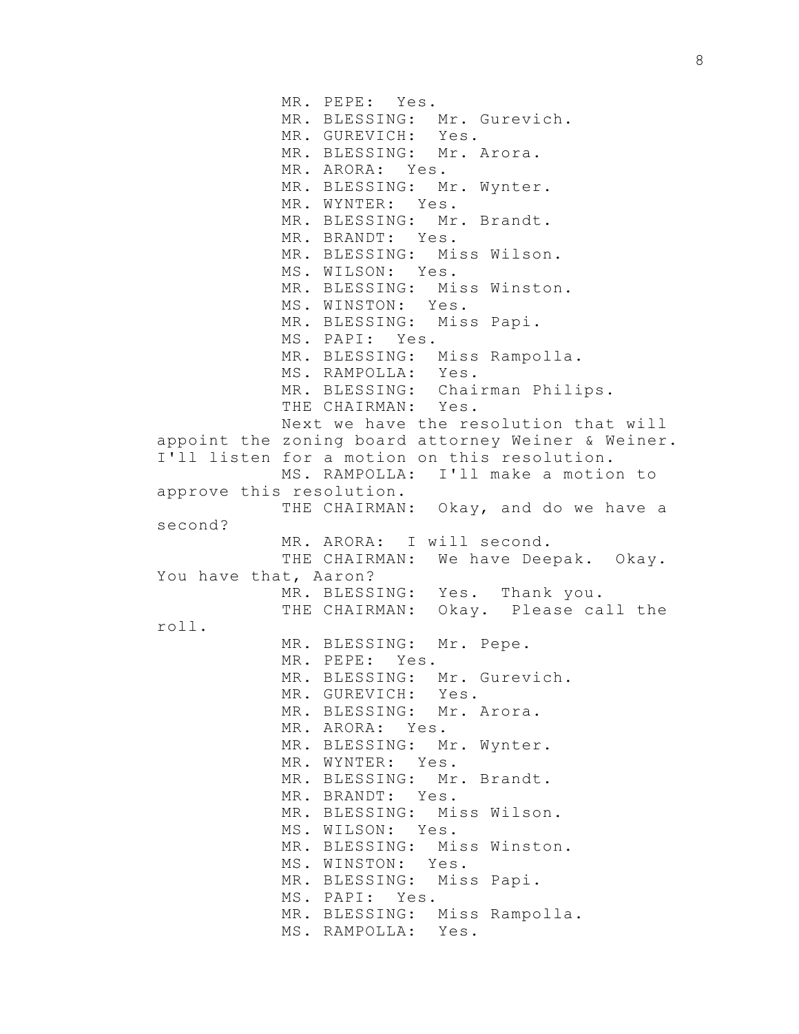MR. PEPE: Yes.
MR. BLESSING: Mr. Gurevich.
MR. GUREVICH: Yes.
MR. BLESSING: Mr. Arora.
MR. ARORA: Yes.
MR. BLESSING: Mr. Wynter.
MR. WYNTER: Yes.
MR. BLESSING: Mr. Brandt.
MR. BRANDT: Yes.
MR. BLESSING: Miss Wilson.
MS. WILSON: Yes.
MR. BLESSING: Miss Winston.
MS. WINSTON: Yes.
MR. BLESSING: Miss Papi.
MS. PAPI: Yes.
MR. BLESSING: Miss Rampolla.
MS. RAMPOLLA: Yes.
MR. BLESSING: Chairman Philips.
THE CHAIRMAN: Yes.

Next we have the resolution that will appoint the zoning board attorney Weiner & Weiner. I'll listen for a motion on this resolution.

MS. RAMPOLLA: I'll make a motion to approve this resolution.

THE CHAIRMAN: Okay, and do we have a second?

MR. ARORA: I will second.

THE CHAIRMAN: We have Deepak. Okay. You have that, Aaron?

MR. BLESSING: Yes. Thank you.

THE CHAIRMAN: Okay. Please call the roll.

MR. BLESSING: Mr. Pepe.
MR. PEPE: Yes.
MR. BLESSING: Mr. Gurevich.
MR. GUREVICH: Yes.
MR. BLESSING: Mr. Arora.
MR. ARORA: Yes.
MR. BLESSING: Mr. Wynter.
MR. WYNTER: Yes.
MR. BLESSING: Mr. Brandt.
MR. BRANDT: Yes.
MR. BLESSING: Miss Wilson.
MS. WILSON: Yes.
MR. BLESSING: Miss Winston.
MS. WINSTON: Yes.
MR. BLESSING: Miss Papi.
MS. PAPI: Yes.
MR. BLESSING: Miss Rampolla.
MS. RAMPOLLA: Yes.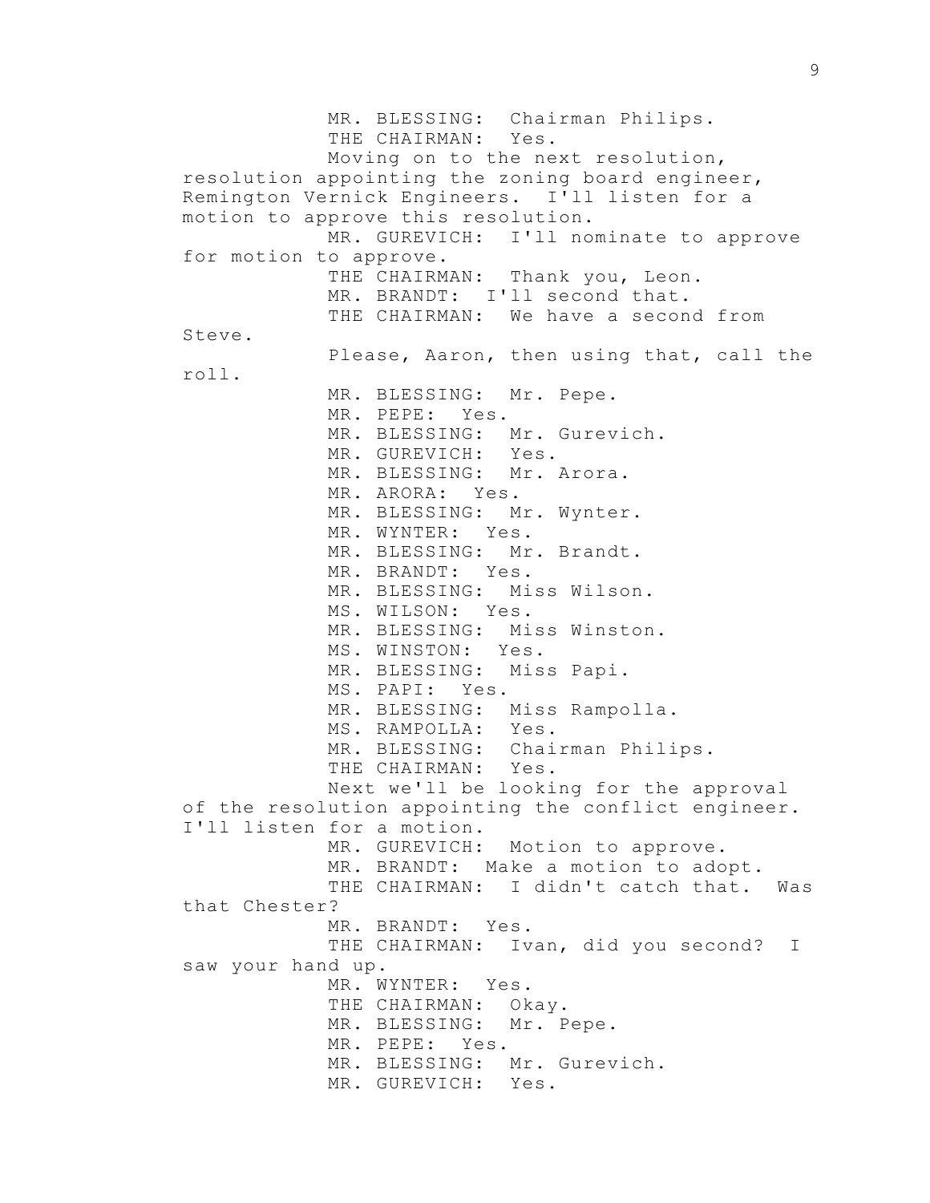MR. BLESSING: Chairman Philips.

THE CHAIRMAN: Yes.

Moving on to the next resolution, resolution appointing the zoning board engineer, Remington Vernick Engineers. I'll listen for a motion to approve this resolution.

MR. GUREVICH: I'll nominate to approve for motion to approve.

THE CHAIRMAN: Thank you, Leon.

MR. BRANDT: I'll second that.

THE CHAIRMAN: We have a second from Steve.

Please, Aaron, then using that, call the roll.

MR. BLESSING: Mr. Pepe.

MR. PEPE: Yes.

MR. BLESSING: Mr. Gurevich.

MR. GUREVICH: Yes.

MR. BLESSING: Mr. Arora.

MR. ARORA: Yes.

MR. BLESSING: Mr. Wynter.

MR. WYNTER: Yes.

MR. BLESSING: Mr. Brandt.

MR. BRANDT: Yes.

MR. BLESSING: Miss Wilson.

MS. WILSON: Yes.

MR. BLESSING: Miss Winston.

MS. WINSTON: Yes.

MR. BLESSING: Miss Papi.

MS. PAPI: Yes.

MR. BLESSING: Miss Rampolla.

MS. RAMPOLLA: Yes.

MR. BLESSING: Chairman Philips.

THE CHAIRMAN: Yes.

Next we'll be looking for the approval of the resolution appointing the conflict engineer. I'll listen for a motion.

MR. GUREVICH: Motion to approve.

MR. BRANDT: Make a motion to adopt.

THE CHAIRMAN: I didn't catch that. Was that Chester?

MR. BRANDT: Yes.

THE CHAIRMAN: Ivan, did you second? I saw your hand up.

MR. WYNTER: Yes.

THE CHAIRMAN: Okay.

MR. BLESSING: Mr. Pepe.

MR. PEPE: Yes.

MR. BLESSING: Mr. Gurevich.

MR. GUREVICH: Yes.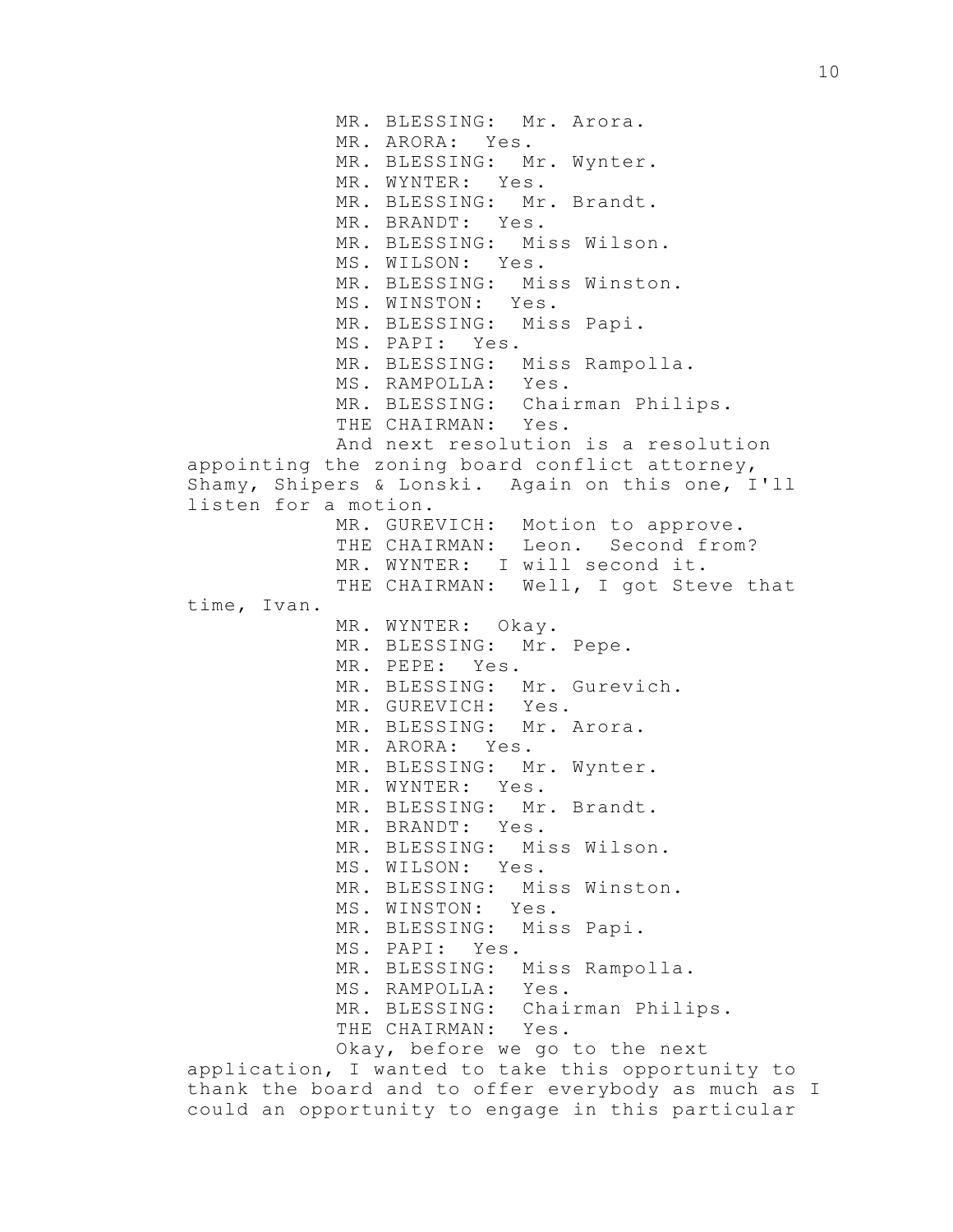MR. BLESSING: Mr. Arora.

MR. ARORA: Yes.

MR. BLESSING: Mr. Wynter.

MR. WYNTER: Yes.

MR. BLESSING: Mr. Brandt.

MR. BRANDT: Yes.

MR. BLESSING: Miss Wilson.

MS. WILSON: Yes.

MR. BLESSING: Miss Winston.

MS. WINSTON: Yes.

MR. BLESSING: Miss Papi.

MS. PAPI: Yes.

MR. BLESSING: Miss Rampolla.

MS. RAMPOLLA: Yes.

MR. BLESSING: Chairman Philips.

THE CHAIRMAN: Yes.

And next resolution is a resolution appointing the zoning board conflict attorney, Shamy, Shipers & Lonski. Again on this one, I'll listen for a motion.

MR. GUREVICH: Motion to approve.

THE CHAIRMAN: Leon. Second from?

MR. WYNTER: I will second it.

THE CHAIRMAN: Well, I got Steve that time, Ivan.

MR. WYNTER: Okay.

MR. BLESSING: Mr. Pepe.

MR. PEPE: Yes.

MR. BLESSING: Mr. Gurevich.

MR. GUREVICH: Yes.

MR. BLESSING: Mr. Arora.

MR. ARORA: Yes.

MR. BLESSING: Mr. Wynter.

MR. WYNTER: Yes.

MR. BLESSING: Mr. Brandt.

MR. BRANDT: Yes.

MR. BLESSING: Miss Wilson.

MS. WILSON: Yes.

MR. BLESSING: Miss Winston.

MS. WINSTON: Yes.

MR. BLESSING: Miss Papi.

MS. PAPI: Yes.

MR. BLESSING: Miss Rampolla.

MS. RAMPOLLA: Yes.

MR. BLESSING: Chairman Philips.

THE CHAIRMAN: Yes.

Okay, before we go to the next application, I wanted to take this opportunity to thank the board and to offer everybody as much as I could an opportunity to engage in this particular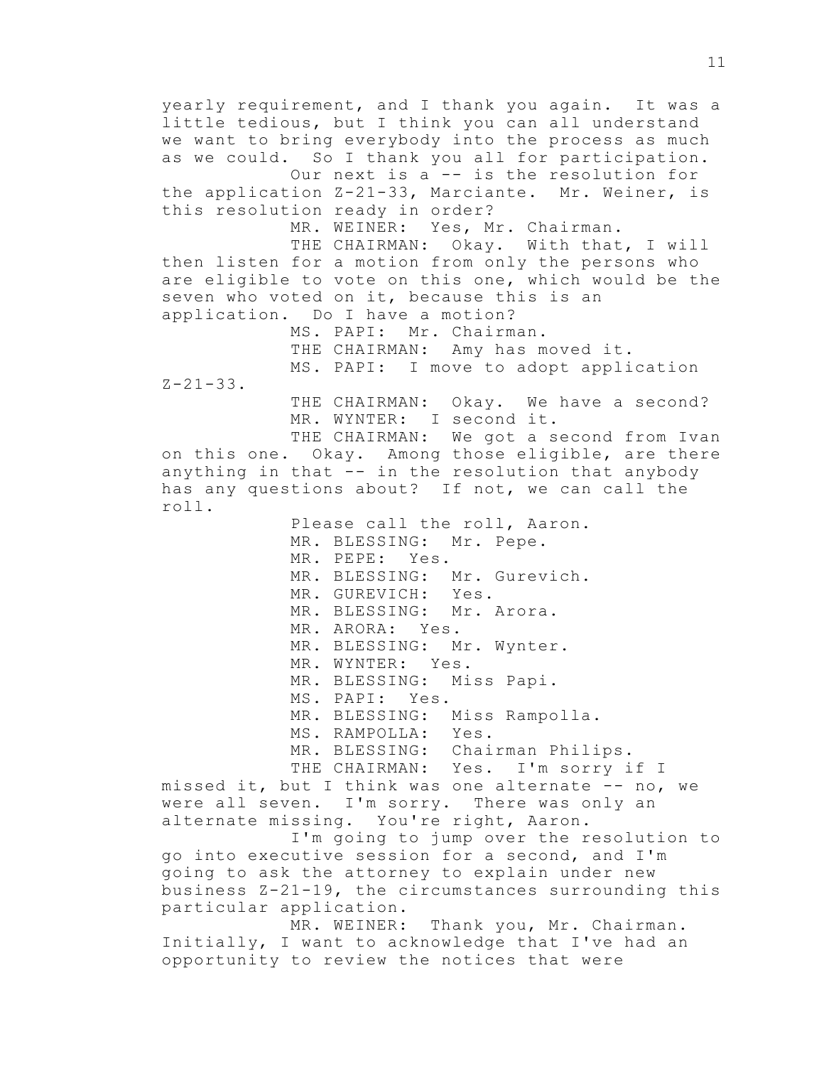yearly requirement, and I thank you again. It was a little tedious, but I think you can all understand we want to bring everybody into the process as much as we could. So I thank you all for participation.

Our next is a -- is the resolution for the application Z-21-33, Marciante. Mr. Weiner, is this resolution ready in order?

MR. WEINER: Yes, Mr. Chairman.

THE CHAIRMAN: Okay. With that, I will then listen for a motion from only the persons who are eligible to vote on this one, which would be the seven who voted on it, because this is an application. Do I have a motion?

MS. PAPI: Mr. Chairman.

THE CHAIRMAN: Amy has moved it.

MS. PAPI: I move to adopt application Z-21-33.

THE CHAIRMAN: Okay. We have a second?

MR. WYNTER: I second it.

THE CHAIRMAN: We got a second from Ivan on this one. Okay. Among those eligible, are there anything in that -- in the resolution that anybody has any questions about? If not, we can call the roll.

Please call the roll, Aaron.

MR. BLESSING: Mr. Pepe.

MR. PEPE: Yes.

MR. BLESSING: Mr. Gurevich.

MR. GUREVICH: Yes.

MR. BLESSING: Mr. Arora.

MR. ARORA: Yes.

MR. BLESSING: Mr. Wynter.

MR. WYNTER: Yes.

MR. BLESSING: Miss Papi.

MS. PAPI: Yes.

MR. BLESSING: Miss Rampolla.

MS. RAMPOLLA: Yes.

MR. BLESSING: Chairman Philips.

THE CHAIRMAN: Yes. I'm sorry if I missed it, but I think was one alternate -- no, we were all seven. I'm sorry. There was only an alternate missing. You're right, Aaron.

I'm going to jump over the resolution to go into executive session for a second, and I'm going to ask the attorney to explain under new business Z-21-19, the circumstances surrounding this particular application.

MR. WEINER: Thank you, Mr. Chairman. Initially, I want to acknowledge that I've had an opportunity to review the notices that were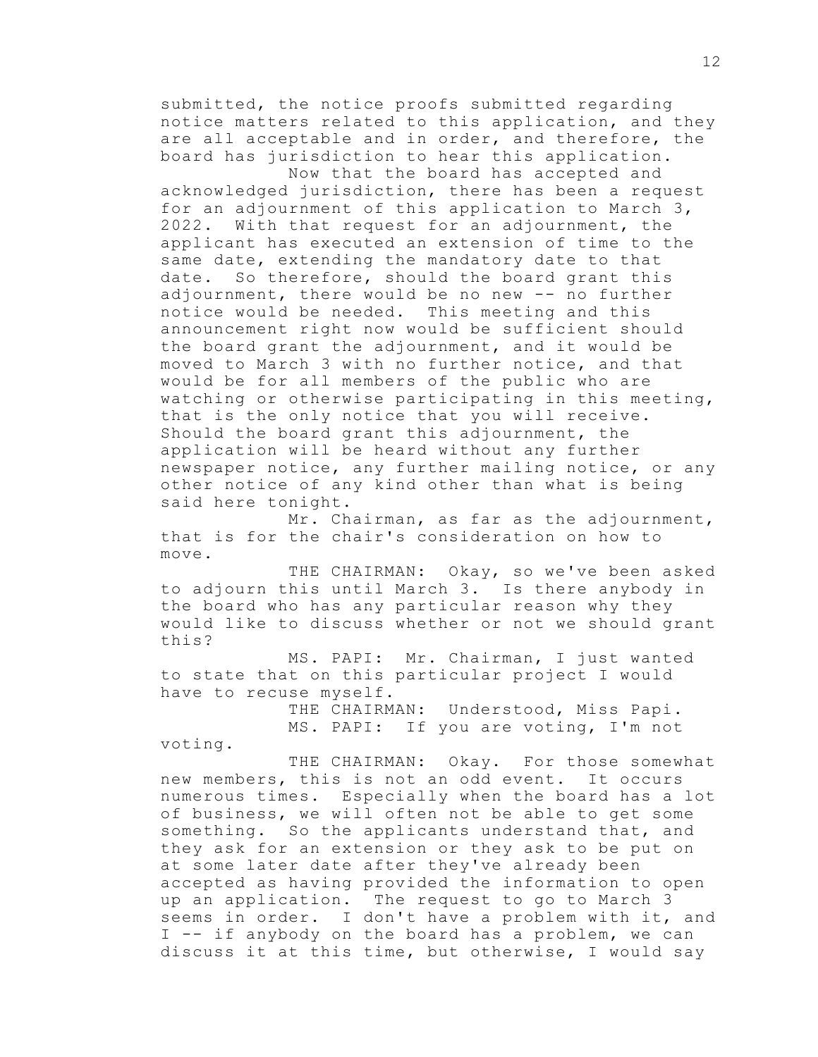submitted, the notice proofs submitted regarding notice matters related to this application, and they are all acceptable and in order, and therefore, the board has jurisdiction to hear this application.

Now that the board has accepted and acknowledged jurisdiction, there has been a request for an adjournment of this application to March 3, 2022. With that request for an adjournment, the applicant has executed an extension of time to the same date, extending the mandatory date to that date. So therefore, should the board grant this adjournment, there would be no new -- no further notice would be needed. This meeting and this announcement right now would be sufficient should the board grant the adjournment, and it would be moved to March 3 with no further notice, and that would be for all members of the public who are watching or otherwise participating in this meeting, that is the only notice that you will receive. Should the board grant this adjournment, the application will be heard without any further newspaper notice, any further mailing notice, or any other notice of any kind other than what is being said here tonight.

Mr. Chairman, as far as the adjournment, that is for the chair's consideration on how to move.

THE CHAIRMAN: Okay, so we've been asked to adjourn this until March 3. Is there anybody in the board who has any particular reason why they would like to discuss whether or not we should grant this?

MS. PAPI: Mr. Chairman, I just wanted to state that on this particular project I would have to recuse myself.

THE CHAIRMAN: Understood, Miss Papi.

MS. PAPI: If you are voting, I'm not voting.

THE CHAIRMAN: Okay. For those somewhat new members, this is not an odd event. It occurs numerous times. Especially when the board has a lot of business, we will often not be able to get some something. So the applicants understand that, and they ask for an extension or they ask to be put on at some later date after they've already been accepted as having provided the information to open up an application. The request to go to March 3 seems in order. I don't have a problem with it, and I -- if anybody on the board has a problem, we can discuss it at this time, but otherwise, I would say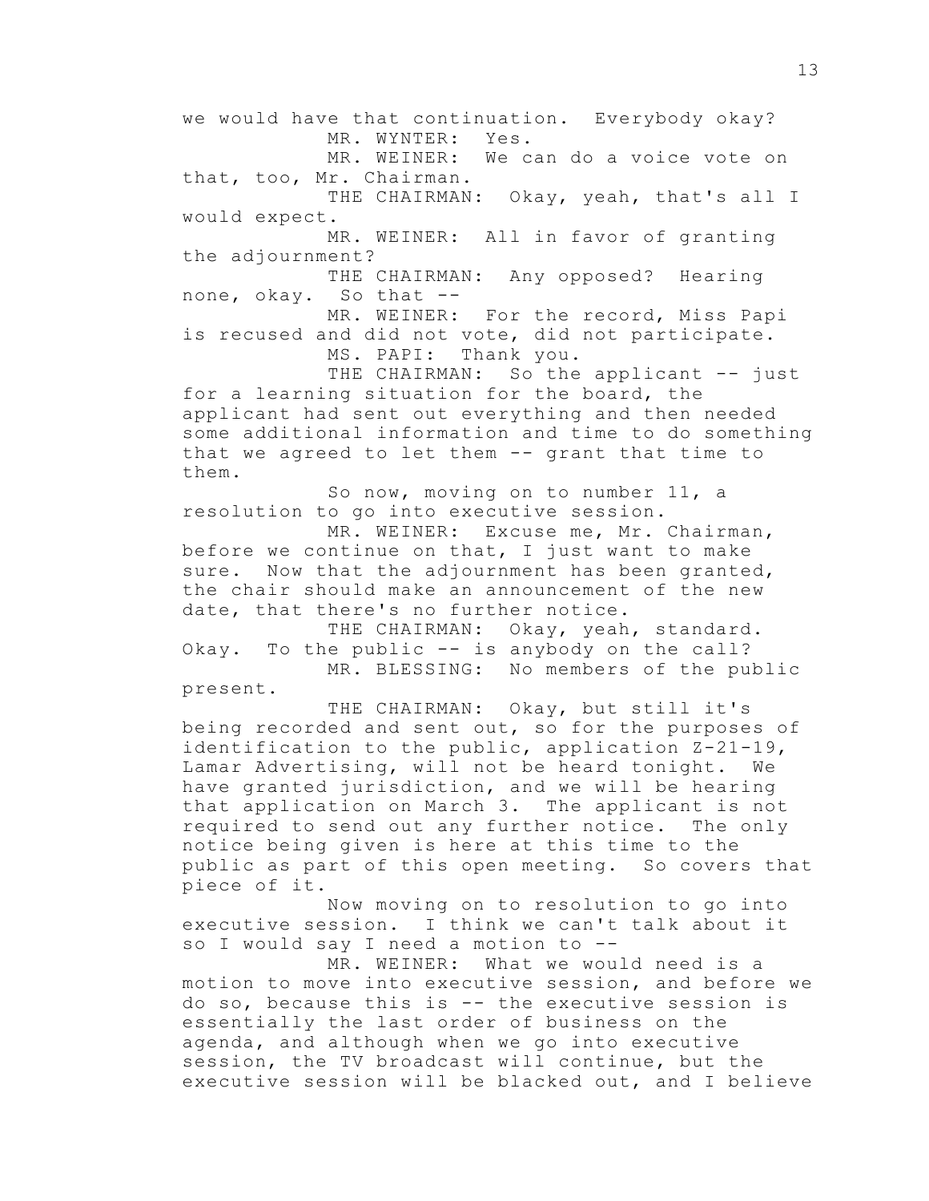we would have that continuation. Everybody okay?

MR. WYNTER: Yes.

MR. WEINER: We can do a voice vote on that, too, Mr. Chairman.

THE CHAIRMAN: Okay, yeah, that's all I would expect.

MR. WEINER: All in favor of granting the adjournment?

THE CHAIRMAN: Any opposed? Hearing none, okay. So that --

MR. WEINER: For the record, Miss Papi is recused and did not vote, did not participate.

MS. PAPI: Thank you.

THE CHAIRMAN: So the applicant -- just for a learning situation for the board, the applicant had sent out everything and then needed some additional information and time to do something that we agreed to let them -- grant that time to them.

So now, moving on to number 11, a resolution to go into executive session.

MR. WEINER: Excuse me, Mr. Chairman, before we continue on that, I just want to make sure. Now that the adjournment has been granted, the chair should make an announcement of the new date, that there's no further notice.

THE CHAIRMAN: Okay, yeah, standard. Okay. To the public -- is anybody on the call?

MR. BLESSING: No members of the public present.

THE CHAIRMAN: Okay, but still it's being recorded and sent out, so for the purposes of identification to the public, application Z-21-19, Lamar Advertising, will not be heard tonight. We have granted jurisdiction, and we will be hearing that application on March 3. The applicant is not required to send out any further notice. The only notice being given is here at this time to the public as part of this open meeting. So covers that piece of it.

Now moving on to resolution to go into executive session. I think we can't talk about it so I would say I need a motion to --

MR. WEINER: What we would need is a motion to move into executive session, and before we do so, because this is -- the executive session is essentially the last order of business on the agenda, and although when we go into executive session, the TV broadcast will continue, but the executive session will be blacked out, and I believe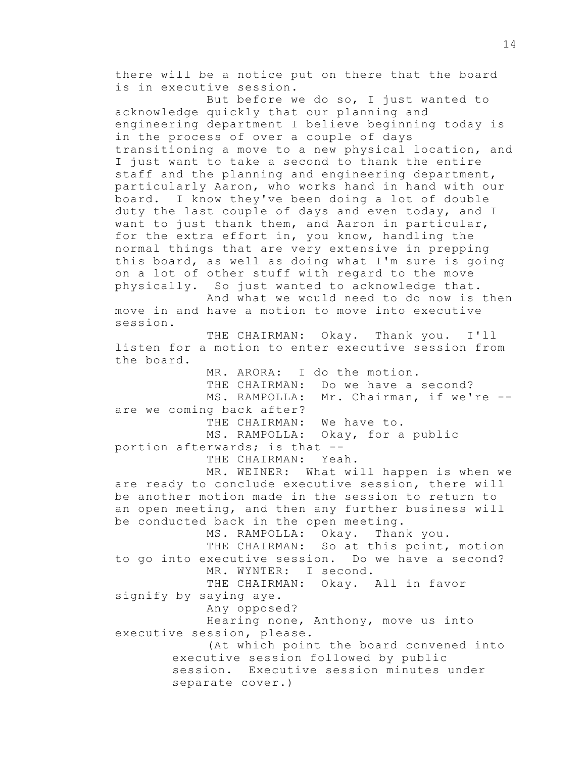there will be a notice put on there that the board is in executive session.

But before we do so, I just wanted to acknowledge quickly that our planning and engineering department I believe beginning today is in the process of over a couple of days transitioning a move to a new physical location, and I just want to take a second to thank the entire staff and the planning and engineering department, particularly Aaron, who works hand in hand with our board. I know they've been doing a lot of double duty the last couple of days and even today, and I want to just thank them, and Aaron in particular, for the extra effort in, you know, handling the normal things that are very extensive in prepping this board, as well as doing what I'm sure is going on a lot of other stuff with regard to the move physically. So just wanted to acknowledge that.

And what we would need to do now is then move in and have a motion to move into executive session.

THE CHAIRMAN: Okay. Thank you. I'll listen for a motion to enter executive session from the board.

MR. ARORA: I do the motion.

THE CHAIRMAN: Do we have a second?

MS. RAMPOLLA: Mr. Chairman, if we're -- are we coming back after?

THE CHAIRMAN: We have to.

MS. RAMPOLLA: Okay, for a public portion afterwards; is that --

THE CHAIRMAN: Yeah.

MR. WEINER: What will happen is when we are ready to conclude executive session, there will be another motion made in the session to return to an open meeting, and then any further business will be conducted back in the open meeting.

MS. RAMPOLLA: Okay. Thank you.

THE CHAIRMAN: So at this point, motion to go into executive session. Do we have a second?

MR. WYNTER: I second.

THE CHAIRMAN: Okay. All in favor signify by saying aye.

Any opposed?

Hearing none, Anthony, move us into executive session, please.

(At which point the board convened into executive session followed by public session. Executive session minutes under separate cover.)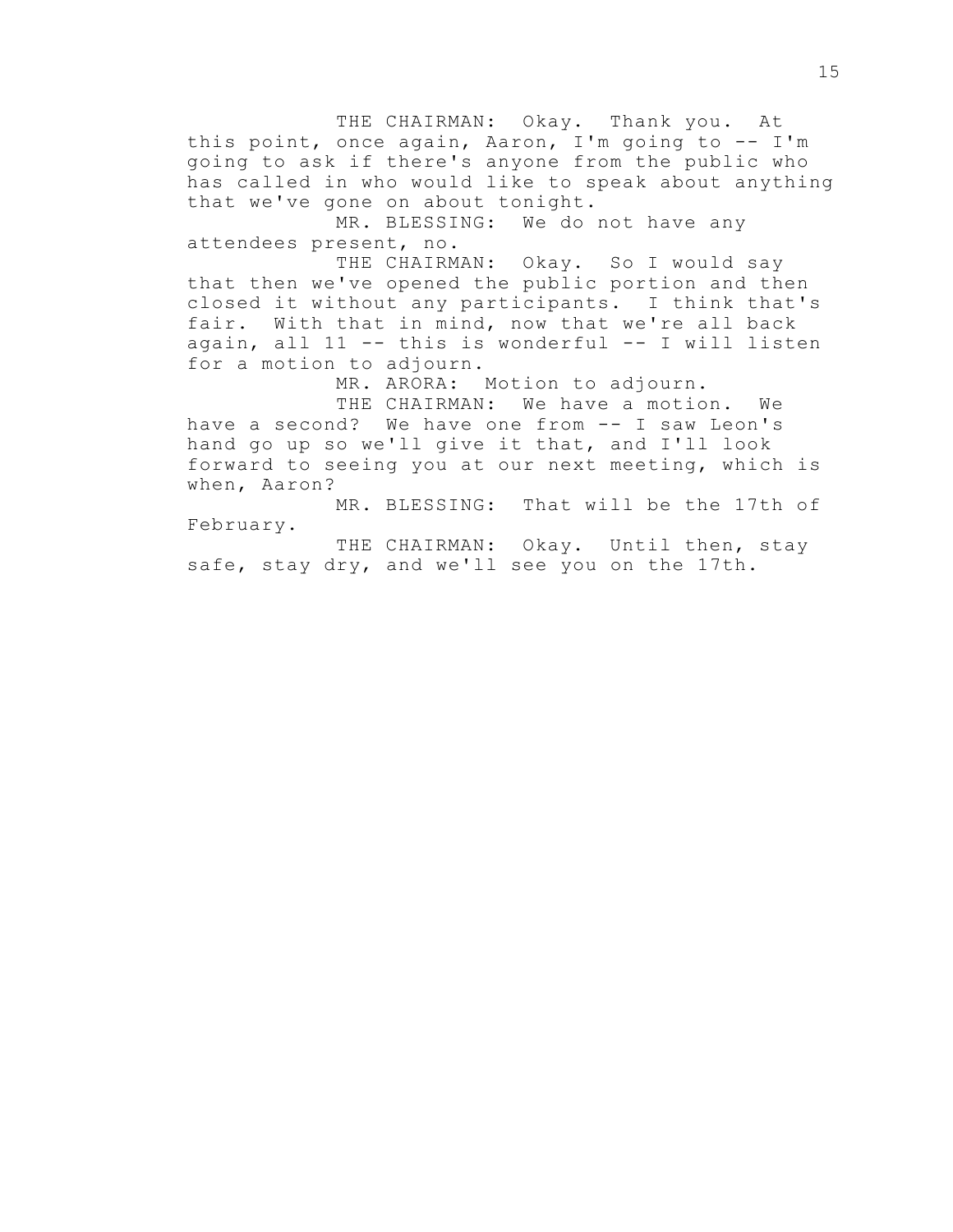THE CHAIRMAN: Okay. Thank you. At this point, once again, Aaron, I'm going to -- I'm going to ask if there's anyone from the public who has called in who would like to speak about anything that we've gone on about tonight.

MR. BLESSING: We do not have any attendees present, no.

THE CHAIRMAN: Okay. So I would say that then we've opened the public portion and then closed it without any participants. I think that's fair. With that in mind, now that we're all back again, all 11 -- this is wonderful -- I will listen for a motion to adjourn.

MR. ARORA: Motion to adjourn.

THE CHAIRMAN: We have a motion. We have a second? We have one from -- I saw Leon's hand go up so we'll give it that, and I'll look forward to seeing you at our next meeting, which is when, Aaron?

MR. BLESSING: That will be the 17th of February.

THE CHAIRMAN: Okay. Until then, stay safe, stay dry, and we'll see you on the 17th.